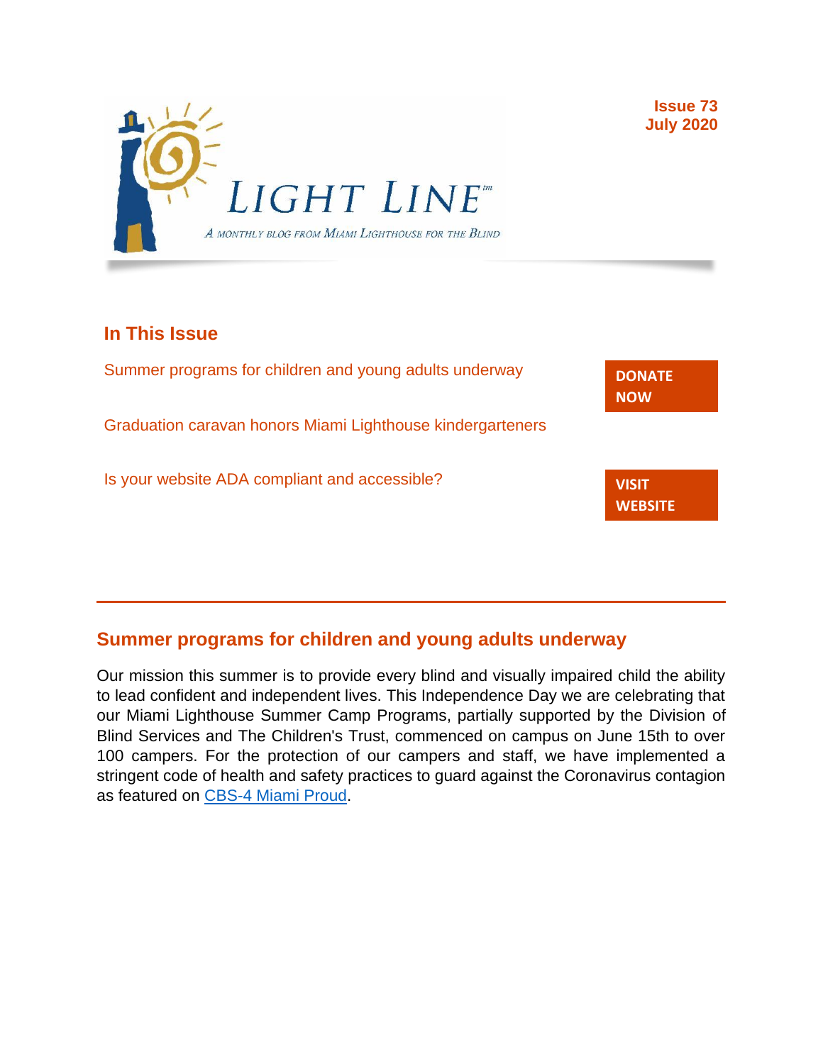# LIGHT LINE™

*A monthly blog from Miami Lighthouse for the Blind*

**Issue 73**
**July 2020**

## In This Issue

Summer programs for children and young adults underway

Graduation caravan honors Miami Lighthouse kindergarteners

Is your website ADA compliant and accessible?

**DONATE NOW**

**VISIT WEBSITE**

---

## Summer programs for children and young adults underway

Our mission this summer is to provide every blind and visually impaired child the ability to lead confident and independent lives. This Independence Day we are celebrating that our Miami Lighthouse Summer Camp Programs, partially supported by the Division of Blind Services and The Children's Trust, commenced on campus on June 15th to over 100 campers. For the protection of our campers and staff, we have implemented a stringent code of health and safety practices to guard against the Coronavirus contagion as featured on CBS-4 Miami Proud.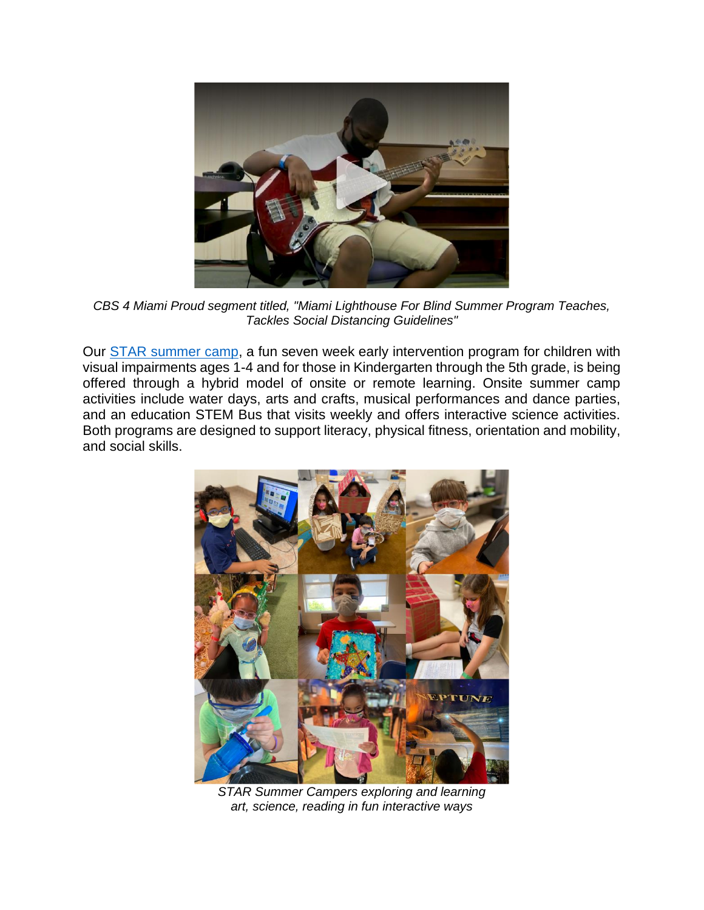*CBS 4 Miami Proud segment titled, "Miami Lighthouse For Blind Summer Program Teaches, Tackles Social Distancing Guidelines"*

Our [STAR summer camp](), a fun seven week early intervention program for children with visual impairments ages 1-4 and for those in Kindergarten through the 5th grade, is being offered through a hybrid model of onsite or remote learning. Onsite summer camp activities include water days, arts and crafts, musical performances and dance parties, and an education STEM Bus that visits weekly and offers interactive science activities. Both programs are designed to support literacy, physical fitness, orientation and mobility, and social skills.

*STAR Summer Campers exploring and learning art, science, reading in fun interactive ways*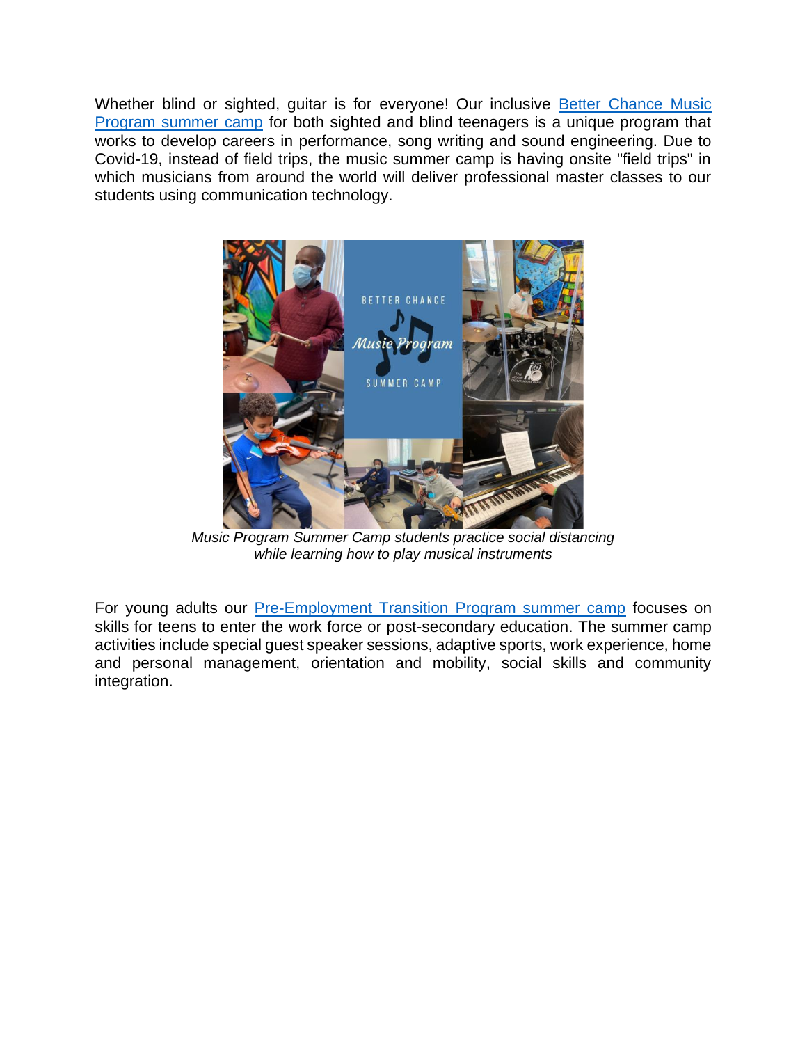Whether blind or sighted, guitar is for everyone! Our inclusive Better Chance Music Program summer camp for both sighted and blind teenagers is a unique program that works to develop careers in performance, song writing and sound engineering. Due to Covid-19, instead of field trips, the music summer camp is having onsite "field trips" in which musicians from around the world will deliver professional master classes to our students using communication technology.

*Music Program Summer Camp students practice social distancing while learning how to play musical instruments*

For young adults our Pre-Employment Transition Program summer camp focuses on skills for teens to enter the work force or post-secondary education. The summer camp activities include special guest speaker sessions, adaptive sports, work experience, home and personal management, orientation and mobility, social skills and community integration.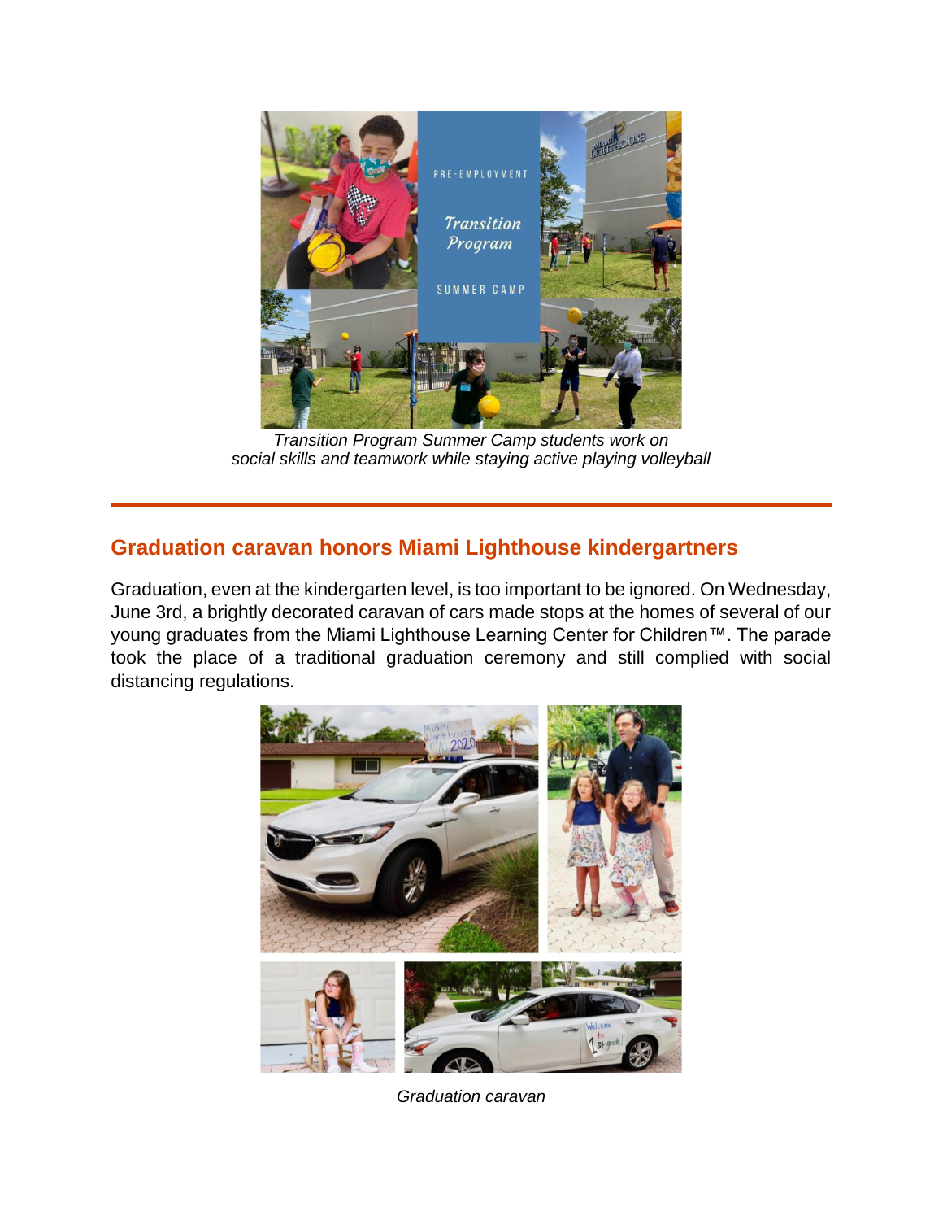*Transition Program Summer Camp students work on social skills and teamwork while staying active playing volleyball*

---

## Graduation caravan honors Miami Lighthouse kindergartners

Graduation, even at the kindergarten level, is too important to be ignored. On Wednesday, June 3rd, a brightly decorated caravan of cars made stops at the homes of several of our young graduates from the Miami Lighthouse Learning Center for Children™. The parade took the place of a traditional graduation ceremony and still complied with social distancing regulations.

*Graduation caravan*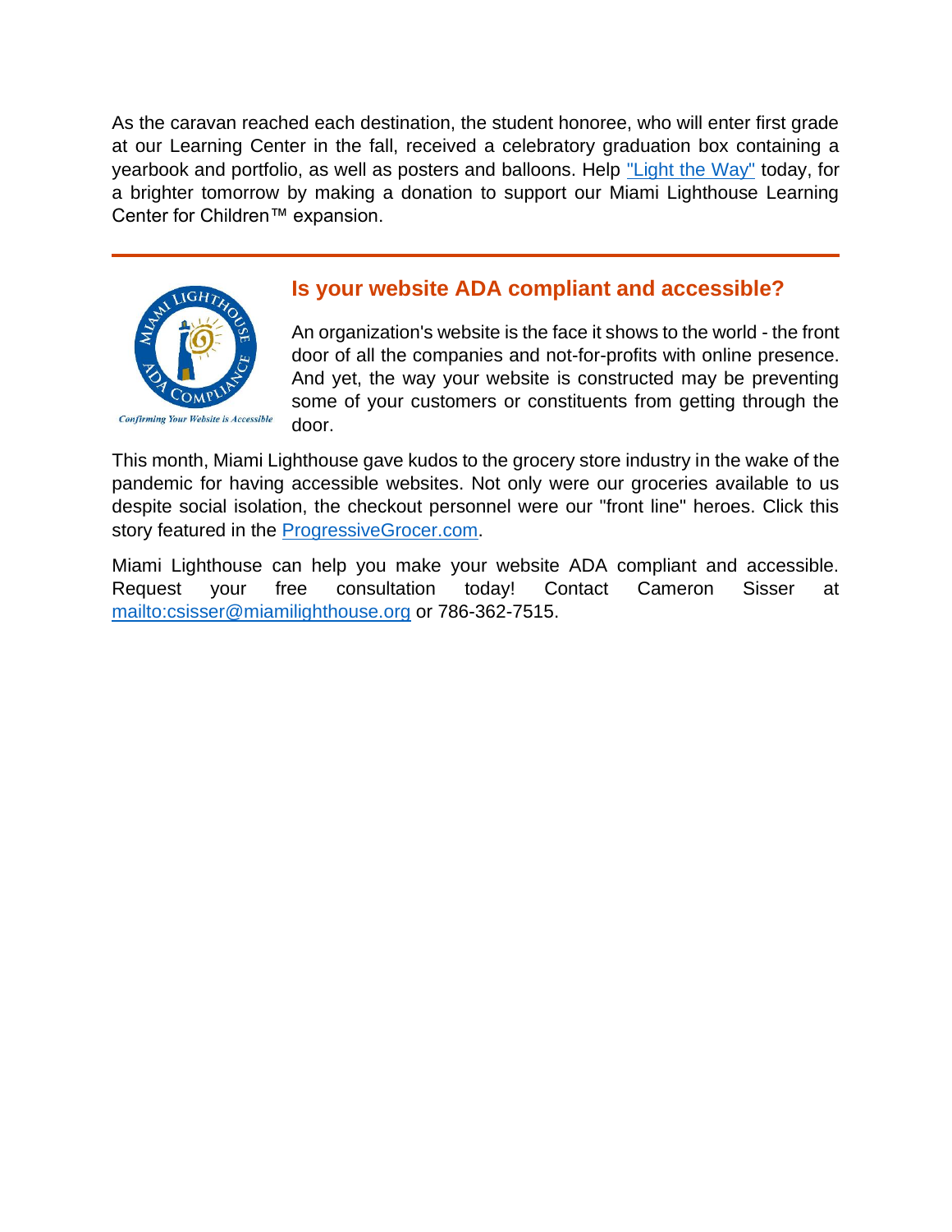As the caravan reached each destination, the student honoree, who will enter first grade at our Learning Center in the fall, received a celebratory graduation box containing a yearbook and portfolio, as well as posters and balloons. Help "Light the Way" today, for a brighter tomorrow by making a donation to support our Miami Lighthouse Learning Center for Children™ expansion.

---

## Is your website ADA compliant and accessible?

An organization's website is the face it shows to the world - the front door of all the companies and not-for-profits with online presence. And yet, the way your website is constructed may be preventing some of your customers or constituents from getting through the door.

This month, Miami Lighthouse gave kudos to the grocery store industry in the wake of the pandemic for having accessible websites. Not only were our groceries available to us despite social isolation, the checkout personnel were our "front line" heroes. Click this story featured in the ProgressiveGrocer.com.

Miami Lighthouse can help you make your website ADA compliant and accessible. Request your free consultation today! Contact Cameron Sisser at mailto:csisser@miamilighthouse.org or 786-362-7515.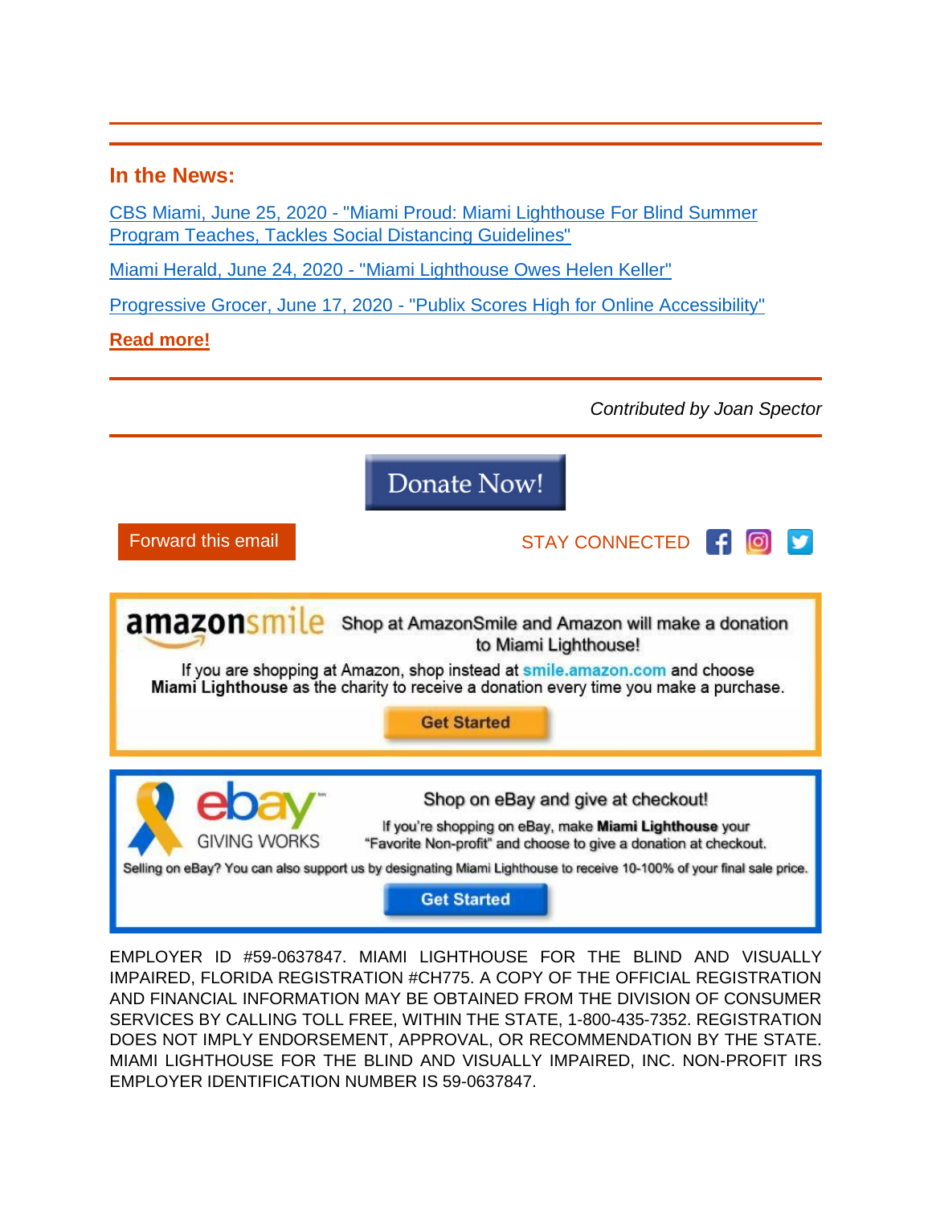## In the News:

CBS Miami, June 25, 2020 - "Miami Proud: Miami Lighthouse For Blind Summer Program Teaches, Tackles Social Distancing Guidelines"

Miami Herald, June 24, 2020 - "Miami Lighthouse Owes Helen Keller"

Progressive Grocer, June 17, 2020 - "Publix Scores High for Online Accessibility"

**Read more!**

*Contributed by Joan Spector*

Donate Now!

Forward this email

STAY CONNECTED

amazonsmile Shop at AmazonSmile and Amazon will make a donation to Miami Lighthouse!

If you are shopping at Amazon, shop instead at smile.amazon.com and choose **Miami Lighthouse** as the charity to receive a donation every time you make a purchase.

Get Started

ebay GIVING WORKS

Shop on eBay and give at checkout!

If you're shopping on eBay, make **Miami Lighthouse** your "Favorite Non-profit" and choose to give a donation at checkout.

Selling on eBay? You can also support us by designating Miami Lighthouse to receive 10-100% of your final sale price.

Get Started

EMPLOYER ID #59-0637847. MIAMI LIGHTHOUSE FOR THE BLIND AND VISUALLY IMPAIRED, FLORIDA REGISTRATION #CH775. A COPY OF THE OFFICIAL REGISTRATION AND FINANCIAL INFORMATION MAY BE OBTAINED FROM THE DIVISION OF CONSUMER SERVICES BY CALLING TOLL FREE, WITHIN THE STATE, 1-800-435-7352. REGISTRATION DOES NOT IMPLY ENDORSEMENT, APPROVAL, OR RECOMMENDATION BY THE STATE. MIAMI LIGHTHOUSE FOR THE BLIND AND VISUALLY IMPAIRED, INC. NON-PROFIT IRS EMPLOYER IDENTIFICATION NUMBER IS 59-0637847.